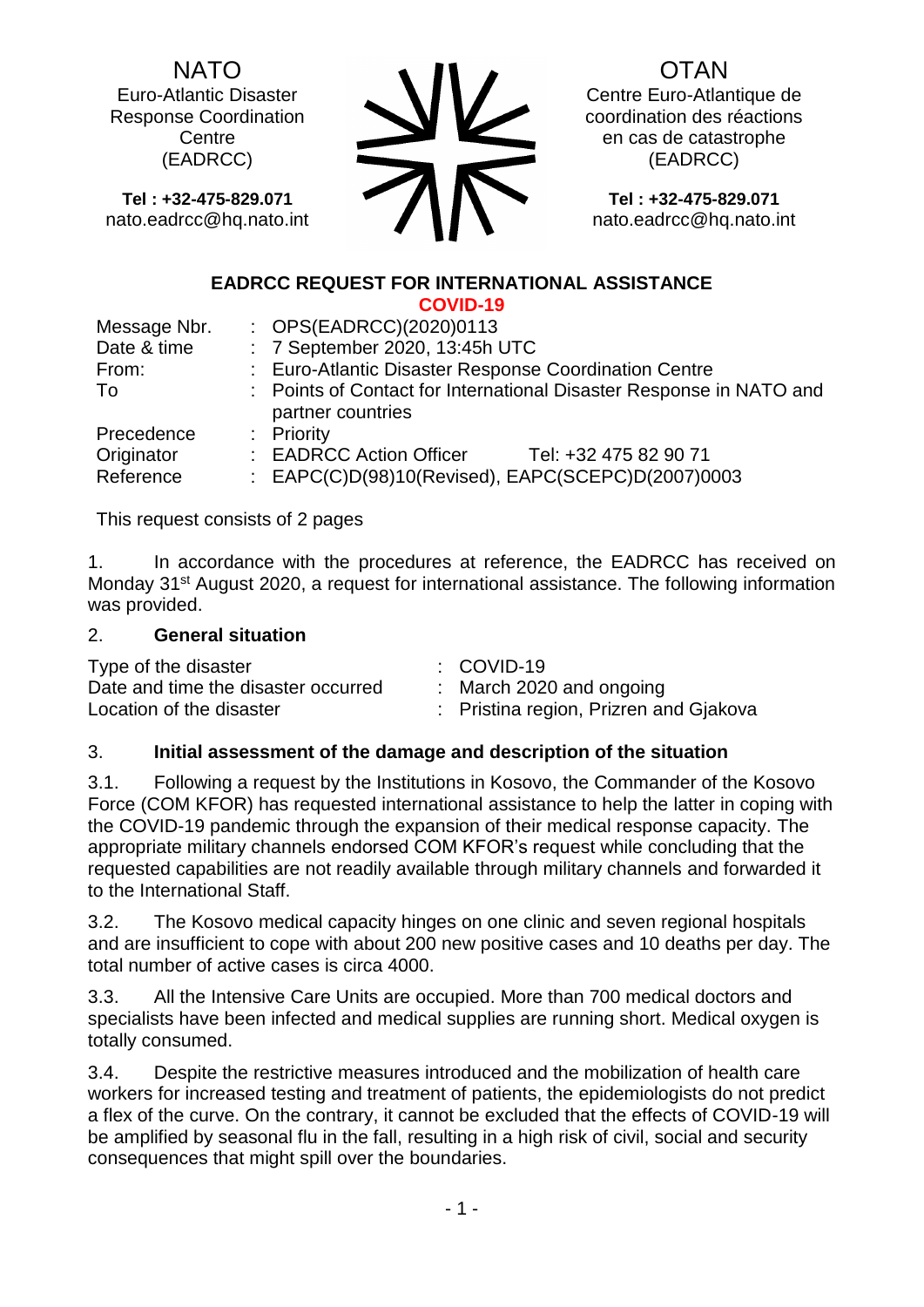NATO
Euro-Atlantic Disaster Response Coordination Centre (EADRCC)

**Tel : +32-475-829.071**
nato.eadrcc@hq.nato.int

OTAN
Centre Euro-Atlantique de coordination des réactions en cas de catastrophe (EADRCC)

**Tel : +32-475-829.071**
nato.eadrcc@hq.nato.int

## EADRCC REQUEST FOR INTERNATIONAL ASSISTANCE
**COVID-19**

| | | |
|---|---|---|
| Message Nbr. | : | OPS(EADRCC)(2020)0113 |
| Date & time | : | 7 September 2020, 13:45h UTC |
| From: | : | Euro-Atlantic Disaster Response Coordination Centre |
| To | : | Points of Contact for International Disaster Response in NATO and partner countries |
| Precedence | : | Priority |
| Originator | : | EADRCC Action Officer Tel: +32 475 82 90 71 |
| Reference | : | EAPC(C)D(98)10(Revised), EAPC(SCEPC)D(2007)0003 |

This request consists of 2 pages

1. In accordance with the procedures at reference, the EADRCC has received on Monday 31[st] August 2020, a request for international assistance. The following information was provided.

2. **General situation**

| | | |
|---|---|---|
| Type of the disaster | : | COVID-19 |
| Date and time the disaster occurred | : | March 2020 and ongoing |
| Location of the disaster | : | Pristina region, Prizren and Gjakova |

3. **Initial assessment of the damage and description of the situation**

3.1. Following a request by the Institutions in Kosovo, the Commander of the Kosovo Force (COM KFOR) has requested international assistance to help the latter in coping with the COVID-19 pandemic through the expansion of their medical response capacity. The appropriate military channels endorsed COM KFOR's request while concluding that the requested capabilities are not readily available through military channels and forwarded it to the International Staff.

3.2. The Kosovo medical capacity hinges on one clinic and seven regional hospitals and are insufficient to cope with about 200 new positive cases and 10 deaths per day. The total number of active cases is circa 4000.

3.3. All the Intensive Care Units are occupied. More than 700 medical doctors and specialists have been infected and medical supplies are running short. Medical oxygen is totally consumed.

3.4. Despite the restrictive measures introduced and the mobilization of health care workers for increased testing and treatment of patients, the epidemiologists do not predict a flex of the curve. On the contrary, it cannot be excluded that the effects of COVID-19 will be amplified by seasonal flu in the fall, resulting in a high risk of civil, social and security consequences that might spill over the boundaries.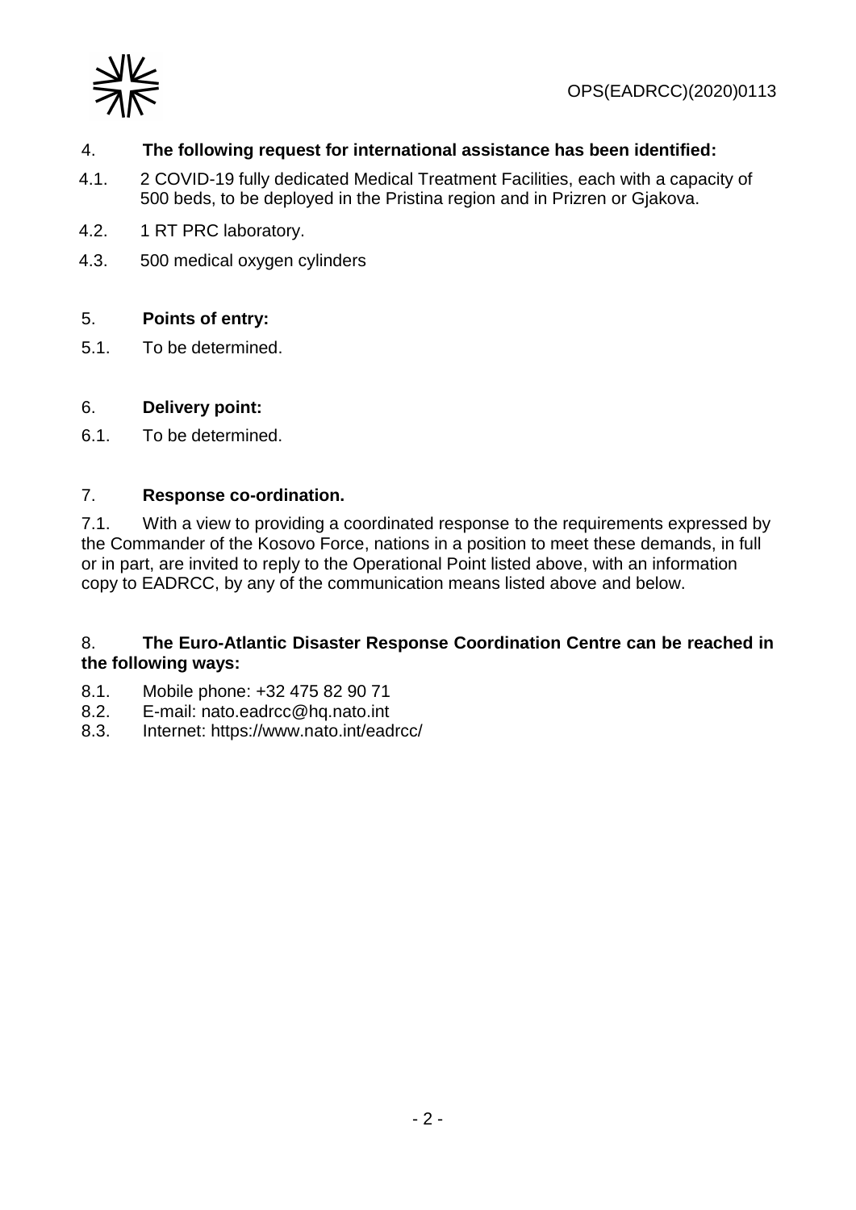4. **The following request for international assistance has been identified:**

4.1. 2 COVID-19 fully dedicated Medical Treatment Facilities, each with a capacity of 500 beds, to be deployed in the Pristina region and in Prizren or Gjakova.

4.2. 1 RT PRC laboratory.

4.3. 500 medical oxygen cylinders

5. **Points of entry:**

5.1. To be determined.

6. **Delivery point:**

6.1. To be determined.

7. **Response co-ordination.**

7.1. With a view to providing a coordinated response to the requirements expressed by the Commander of the Kosovo Force, nations in a position to meet these demands, in full or in part, are invited to reply to the Operational Point listed above, with an information copy to EADRCC, by any of the communication means listed above and below.

8. **The Euro-Atlantic Disaster Response Coordination Centre can be reached in the following ways:**

8.1. Mobile phone: +32 475 82 90 71
8.2. E-mail: nato.eadrcc@hq.nato.int
8.3. Internet: https://www.nato.int/eadrcc/